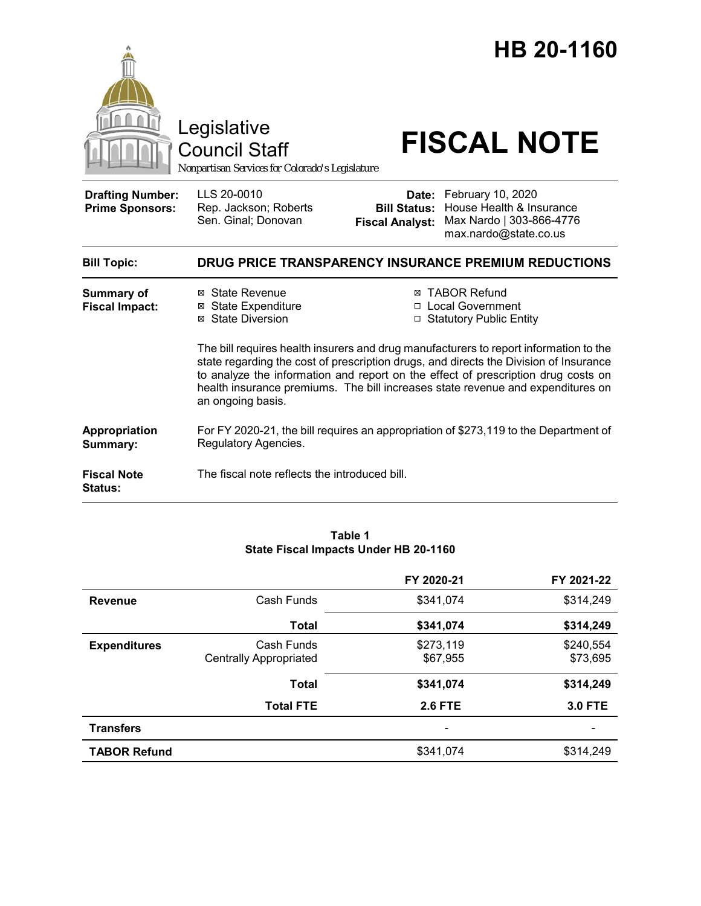# HB 20-1160

Legislative Council Staff

*Nonpartisan Services for Colorado's Legislature*

# FISCAL NOTE

| | | | |
|---|---|---|---|
| **Drafting Number:** | LLS 20-0010 | **Date:** | February 10, 2020 |
| **Prime Sponsors:** | Rep. Jackson; Roberts<br>Sen. Ginal; Donovan | **Bill Status:** | House Health & Insurance |
| | | **Fiscal Analyst:** | Max Nardo \| 303-866-4776<br>max.nardo@state.co.us |

**Bill Topic:** **DRUG PRICE TRANSPARENCY INSURANCE PREMIUM REDUCTIONS**

**Summary of Fiscal Impact:**

- ☒ State Revenue
- ☒ State Expenditure
- ☒ State Diversion
- ☒ TABOR Refund
- ☐ Local Government
- ☐ Statutory Public Entity

The bill requires health insurers and drug manufacturers to report information to the state regarding the cost of prescription drugs, and directs the Division of Insurance to analyze the information and report on the effect of prescription drug costs on health insurance premiums. The bill increases state revenue and expenditures on an ongoing basis.

**Appropriation Summary:** For FY 2020-21, the bill requires an appropriation of $273,119 to the Department of Regulatory Agencies.

**Fiscal Note Status:** The fiscal note reflects the introduced bill.

**Table 1**
**State Fiscal Impacts Under HB 20-1160**

| | | FY 2020-21 | FY 2021-22 |
|---|---|---|---|
| **Revenue** | Cash Funds | $341,074 | $314,249 |
| | **Total** | **$341,074** | **$314,249** |
| **Expenditures** | Cash Funds | $273,119 | $240,554 |
| | Centrally Appropriated | $67,955 | $73,695 |
| | **Total** | **$341,074** | **$314,249** |
| | **Total FTE** | **2.6 FTE** | **3.0 FTE** |
| **Transfers** | | - | - |
| **TABOR Refund** | | $341,074 | $314,249 |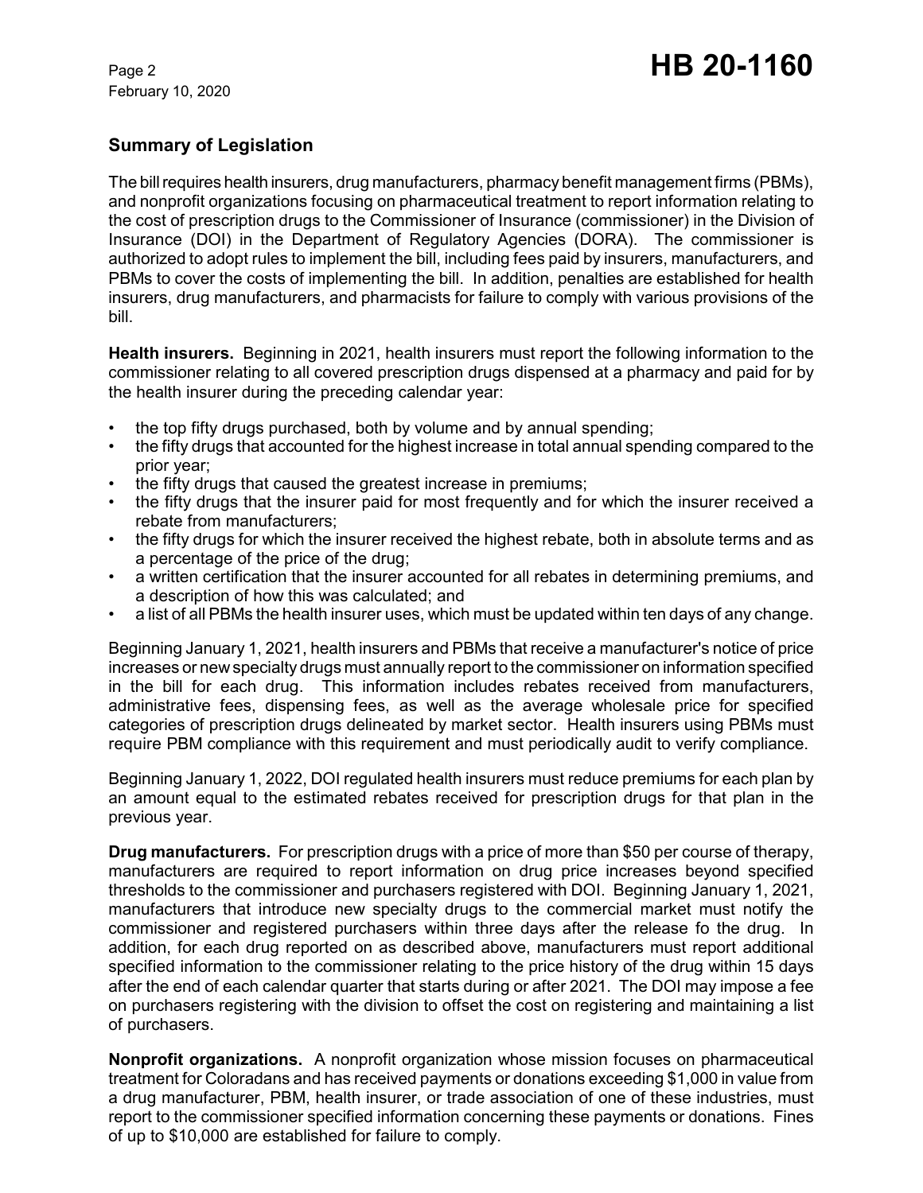## Summary of Legislation

The bill requires health insurers, drug manufacturers, pharmacy benefit management firms (PBMs), and nonprofit organizations focusing on pharmaceutical treatment to report information relating to the cost of prescription drugs to the Commissioner of Insurance (commissioner) in the Division of Insurance (DOI) in the Department of Regulatory Agencies (DORA). The commissioner is authorized to adopt rules to implement the bill, including fees paid by insurers, manufacturers, and PBMs to cover the costs of implementing the bill. In addition, penalties are established for health insurers, drug manufacturers, and pharmacists for failure to comply with various provisions of the bill.

**Health insurers.** Beginning in 2021, health insurers must report the following information to the commissioner relating to all covered prescription drugs dispensed at a pharmacy and paid for by the health insurer during the preceding calendar year:

- the top fifty drugs purchased, both by volume and by annual spending;
- the fifty drugs that accounted for the highest increase in total annual spending compared to the prior year;
- the fifty drugs that caused the greatest increase in premiums;
- the fifty drugs that the insurer paid for most frequently and for which the insurer received a rebate from manufacturers;
- the fifty drugs for which the insurer received the highest rebate, both in absolute terms and as a percentage of the price of the drug;
- a written certification that the insurer accounted for all rebates in determining premiums, and a description of how this was calculated; and
- a list of all PBMs the health insurer uses, which must be updated within ten days of any change.

Beginning January 1, 2021, health insurers and PBMs that receive a manufacturer's notice of price increases or new specialty drugs must annually report to the commissioner on information specified in the bill for each drug. This information includes rebates received from manufacturers, administrative fees, dispensing fees, as well as the average wholesale price for specified categories of prescription drugs delineated by market sector. Health insurers using PBMs must require PBM compliance with this requirement and must periodically audit to verify compliance.

Beginning January 1, 2022, DOI regulated health insurers must reduce premiums for each plan by an amount equal to the estimated rebates received for prescription drugs for that plan in the previous year.

**Drug manufacturers.** For prescription drugs with a price of more than $50 per course of therapy, manufacturers are required to report information on drug price increases beyond specified thresholds to the commissioner and purchasers registered with DOI. Beginning January 1, 2021, manufacturers that introduce new specialty drugs to the commercial market must notify the commissioner and registered purchasers within three days after the release fo the drug. In addition, for each drug reported on as described above, manufacturers must report additional specified information to the commissioner relating to the price history of the drug within 15 days after the end of each calendar quarter that starts during or after 2021. The DOI may impose a fee on purchasers registering with the division to offset the cost on registering and maintaining a list of purchasers.

**Nonprofit organizations.** A nonprofit organization whose mission focuses on pharmaceutical treatment for Coloradans and has received payments or donations exceeding $1,000 in value from a drug manufacturer, PBM, health insurer, or trade association of one of these industries, must report to the commissioner specified information concerning these payments or donations. Fines of up to $10,000 are established for failure to comply.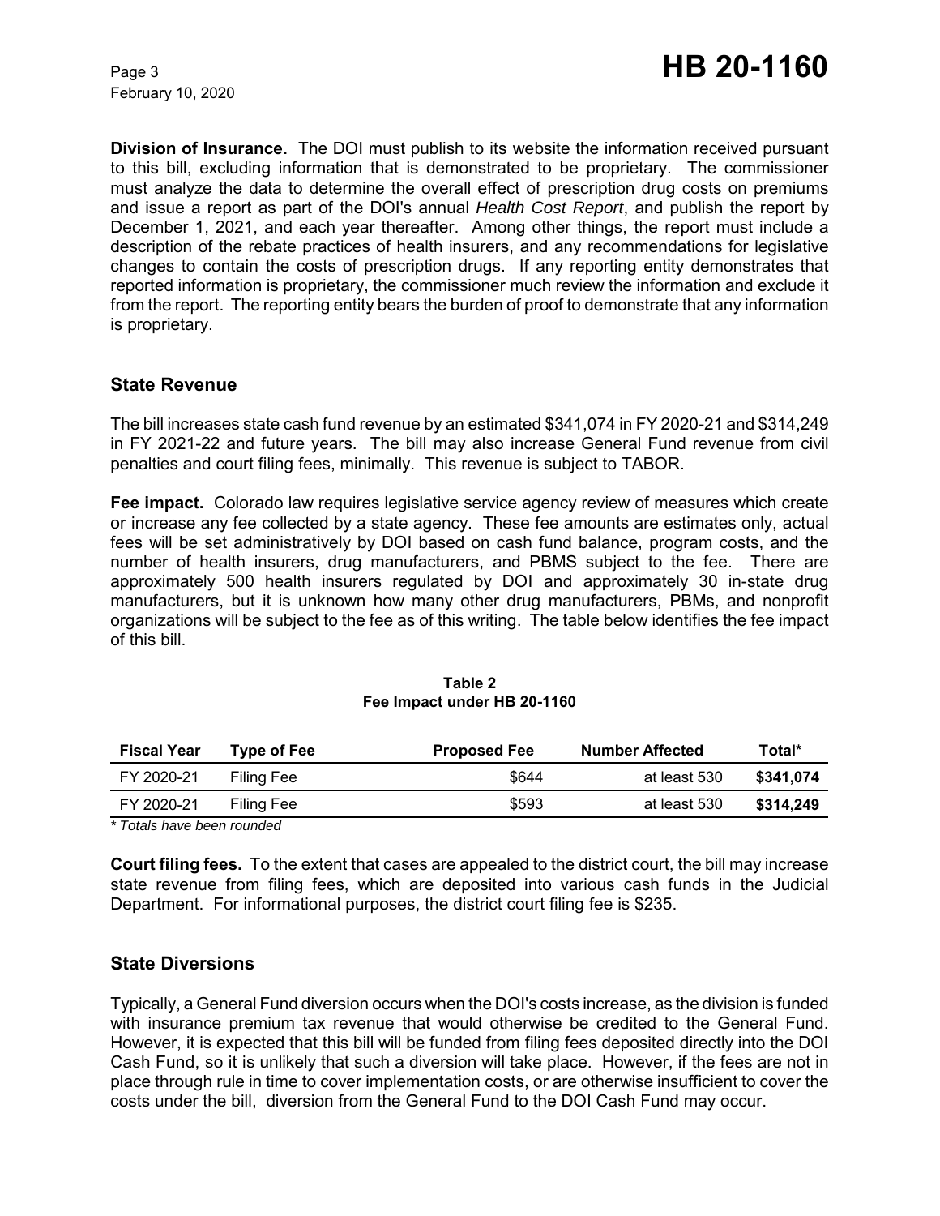**Division of Insurance.** The DOI must publish to its website the information received pursuant to this bill, excluding information that is demonstrated to be proprietary. The commissioner must analyze the data to determine the overall effect of prescription drug costs on premiums and issue a report as part of the DOI's annual *Health Cost Report*, and publish the report by December 1, 2021, and each year thereafter. Among other things, the report must include a description of the rebate practices of health insurers, and any recommendations for legislative changes to contain the costs of prescription drugs. If any reporting entity demonstrates that reported information is proprietary, the commissioner much review the information and exclude it from the report. The reporting entity bears the burden of proof to demonstrate that any information is proprietary.

## State Revenue

The bill increases state cash fund revenue by an estimated $341,074 in FY 2020-21 and $314,249 in FY 2021-22 and future years. The bill may also increase General Fund revenue from civil penalties and court filing fees, minimally. This revenue is subject to TABOR.

**Fee impact.** Colorado law requires legislative service agency review of measures which create or increase any fee collected by a state agency. These fee amounts are estimates only, actual fees will be set administratively by DOI based on cash fund balance, program costs, and the number of health insurers, drug manufacturers, and PBMS subject to the fee. There are approximately 500 health insurers regulated by DOI and approximately 30 in-state drug manufacturers, but it is unknown how many other drug manufacturers, PBMs, and nonprofit organizations will be subject to the fee as of this writing. The table below identifies the fee impact of this bill.

**Table 2**
**Fee Impact under HB 20-1160**

| Fiscal Year | Type of Fee | Proposed Fee | Number Affected | Total* |
|---|---|---|---|---|
| FY 2020-21 | Filing Fee | $644 | at least 530 | **$341,074** |
| FY 2020-21 | Filing Fee | $593 | at least 530 | **$314,249** |

*\* Totals have been rounded*

**Court filing fees.** To the extent that cases are appealed to the district court, the bill may increase state revenue from filing fees, which are deposited into various cash funds in the Judicial Department. For informational purposes, the district court filing fee is $235.

## State Diversions

Typically, a General Fund diversion occurs when the DOI's costs increase, as the division is funded with insurance premium tax revenue that would otherwise be credited to the General Fund. However, it is expected that this bill will be funded from filing fees deposited directly into the DOI Cash Fund, so it is unlikely that such a diversion will take place. However, if the fees are not in place through rule in time to cover implementation costs, or are otherwise insufficient to cover the costs under the bill, diversion from the General Fund to the DOI Cash Fund may occur.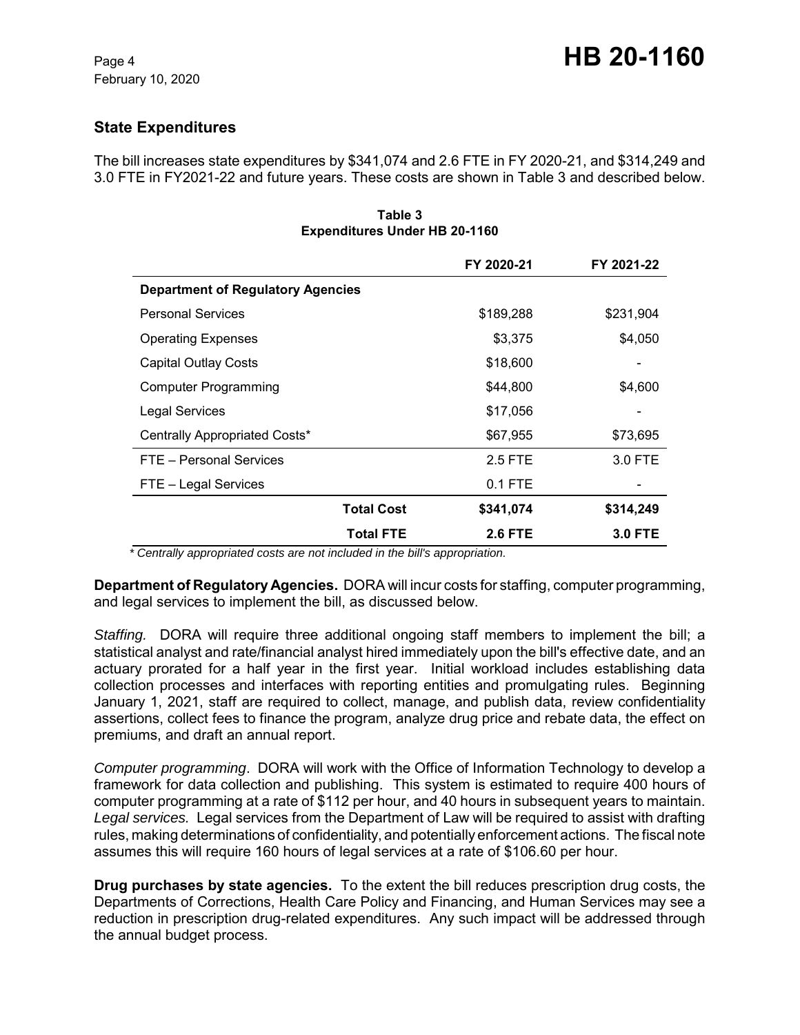## State Expenditures

The bill increases state expenditures by $341,074 and 2.6 FTE in FY 2020-21, and $314,249 and 3.0 FTE in FY2021-22 and future years. These costs are shown in Table 3 and described below.

**Table 3**
**Expenditures Under HB 20-1160**

| | FY 2020-21 | FY 2021-22 |
|---|---|---|
| **Department of Regulatory Agencies** | | |
| Personal Services | $189,288 | $231,904 |
| Operating Expenses | $3,375 | $4,050 |
| Capital Outlay Costs | $18,600 | - |
| Computer Programming | $44,800 | $4,600 |
| Legal Services | $17,056 | - |
| Centrally Appropriated Costs* | $67,955 | $73,695 |
| FTE – Personal Services | 2.5 FTE | 3.0 FTE |
| FTE – Legal Services | 0.1 FTE | - |
| **Total Cost** | **$341,074** | **$314,249** |
| **Total FTE** | **2.6 FTE** | **3.0 FTE** |

*\* Centrally appropriated costs are not included in the bill's appropriation.*

**Department of Regulatory Agencies.** DORA will incur costs for staffing, computer programming, and legal services to implement the bill, as discussed below.

*Staffing.* DORA will require three additional ongoing staff members to implement the bill; a statistical analyst and rate/financial analyst hired immediately upon the bill's effective date, and an actuary prorated for a half year in the first year. Initial workload includes establishing data collection processes and interfaces with reporting entities and promulgating rules. Beginning January 1, 2021, staff are required to collect, manage, and publish data, review confidentiality assertions, collect fees to finance the program, analyze drug price and rebate data, the effect on premiums, and draft an annual report.

*Computer programming*. DORA will work with the Office of Information Technology to develop a framework for data collection and publishing. This system is estimated to require 400 hours of computer programming at a rate of $112 per hour, and 40 hours in subsequent years to maintain. *Legal services.* Legal services from the Department of Law will be required to assist with drafting rules, making determinations of confidentiality, and potentially enforcement actions. The fiscal note assumes this will require 160 hours of legal services at a rate of $106.60 per hour.

**Drug purchases by state agencies.** To the extent the bill reduces prescription drug costs, the Departments of Corrections, Health Care Policy and Financing, and Human Services may see a reduction in prescription drug-related expenditures. Any such impact will be addressed through the annual budget process.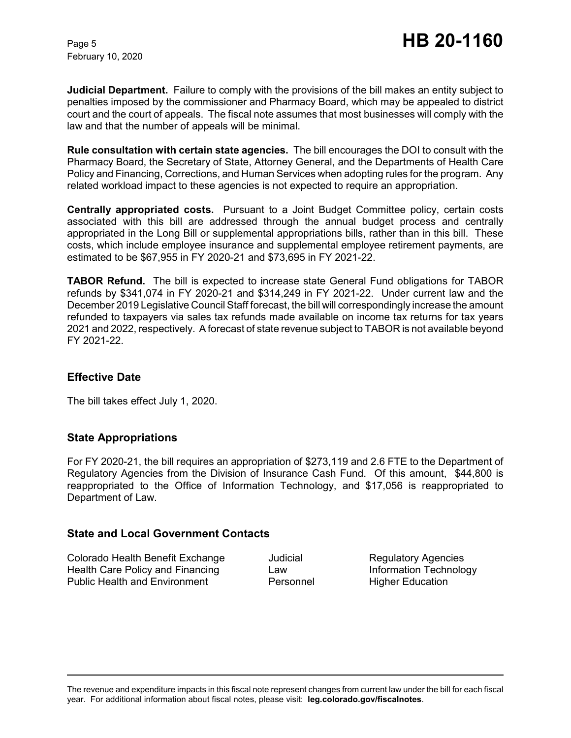**Judicial Department.** Failure to comply with the provisions of the bill makes an entity subject to penalties imposed by the commissioner and Pharmacy Board, which may be appealed to district court and the court of appeals. The fiscal note assumes that most businesses will comply with the law and that the number of appeals will be minimal.

**Rule consultation with certain state agencies.** The bill encourages the DOI to consult with the Pharmacy Board, the Secretary of State, Attorney General, and the Departments of Health Care Policy and Financing, Corrections, and Human Services when adopting rules for the program. Any related workload impact to these agencies is not expected to require an appropriation.

**Centrally appropriated costs.** Pursuant to a Joint Budget Committee policy, certain costs associated with this bill are addressed through the annual budget process and centrally appropriated in the Long Bill or supplemental appropriations bills, rather than in this bill. These costs, which include employee insurance and supplemental employee retirement payments, are estimated to be $67,955 in FY 2020-21 and $73,695 in FY 2021-22.

**TABOR Refund.** The bill is expected to increase state General Fund obligations for TABOR refunds by $341,074 in FY 2020-21 and $314,249 in FY 2021-22. Under current law and the December 2019 Legislative Council Staff forecast, the bill will correspondingly increase the amount refunded to taxpayers via sales tax refunds made available on income tax returns for tax years 2021 and 2022, respectively. A forecast of state revenue subject to TABOR is not available beyond FY 2021-22.

## Effective Date

The bill takes effect July 1, 2020.

## State Appropriations

For FY 2020-21, the bill requires an appropriation of $273,119 and 2.6 FTE to the Department of Regulatory Agencies from the Division of Insurance Cash Fund. Of this amount, $44,800 is reappropriated to the Office of Information Technology, and $17,056 is reappropriated to Department of Law.

## State and Local Government Contacts

| | | |
|---|---|---|
| Colorado Health Benefit Exchange | Judicial | Regulatory Agencies |
| Health Care Policy and Financing | Law | Information Technology |
| Public Health and Environment | Personnel | Higher Education |

The revenue and expenditure impacts in this fiscal note represent changes from current law under the bill for each fiscal year. For additional information about fiscal notes, please visit: **leg.colorado.gov/fiscalnotes**.